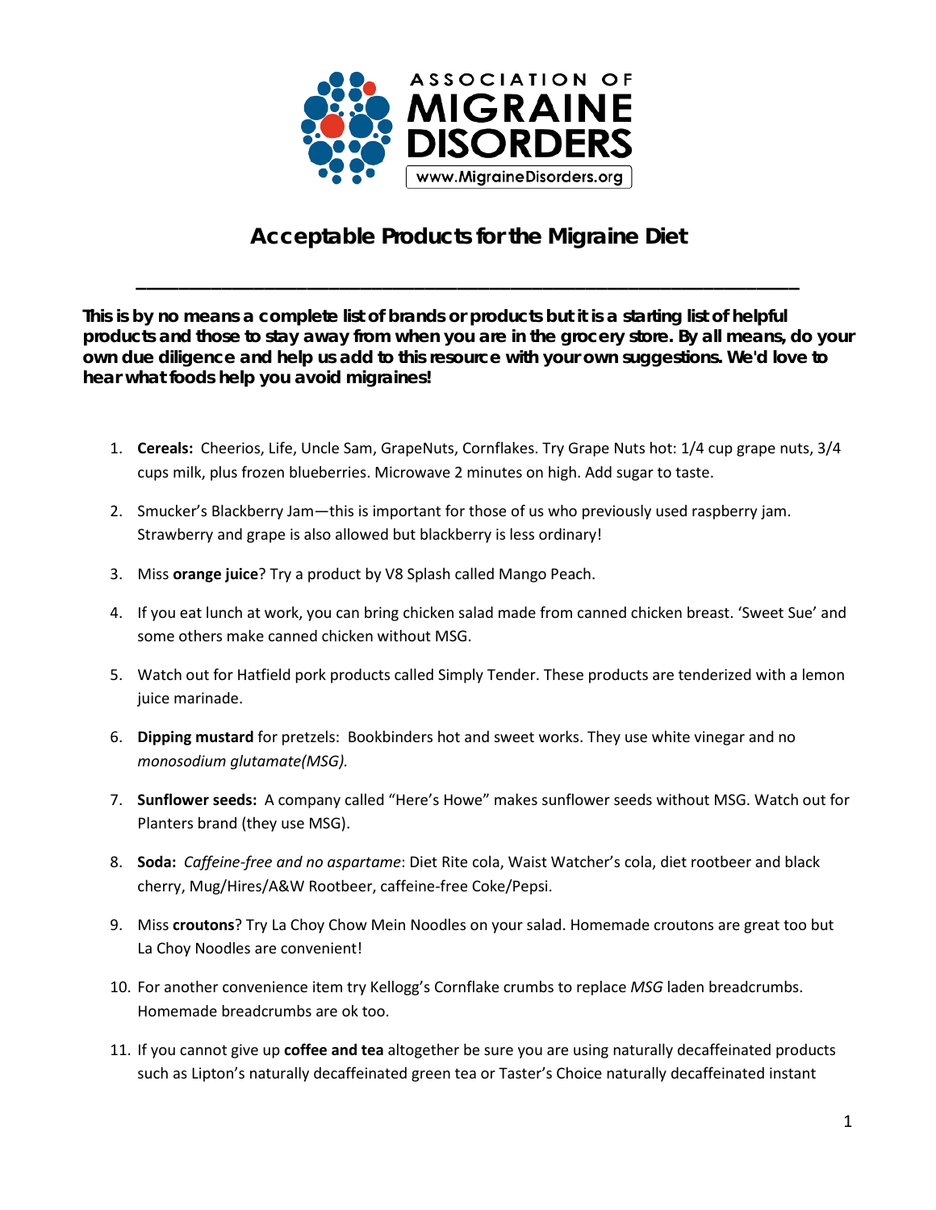ASSOCIATION OF MIGRAINE DISORDERS

www.MigraineDisorders.org

# Acceptable Products for the Migraine Diet

---

**This is by no means a complete list of brands or products but it is a starting list of helpful products and those to stay away from when you are in the grocery store. By all means, do your own due diligence and help us add to this resource with your own suggestions. We'd love to hear what foods help you avoid migraines!**

1. **Cereals:** Cheerios, Life, Uncle Sam, GrapeNuts, Cornflakes. Try Grape Nuts hot: 1/4 cup grape nuts, 3/4 cups milk, plus frozen blueberries. Microwave 2 minutes on high. Add sugar to taste.
2. Smucker's Blackberry Jam—this is important for those of us who previously used raspberry jam. Strawberry and grape is also allowed but blackberry is less ordinary!
3. Miss **orange juice**? Try a product by V8 Splash called Mango Peach.
4. If you eat lunch at work, you can bring chicken salad made from canned chicken breast. 'Sweet Sue' and some others make canned chicken without MSG.
5. Watch out for Hatfield pork products called Simply Tender. These products are tenderized with a lemon juice marinade.
6. **Dipping mustard** for pretzels: Bookbinders hot and sweet works. They use white vinegar and no *monosodium glutamate(MSG).*
7. **Sunflower seeds:** A company called "Here's Howe" makes sunflower seeds without MSG. Watch out for Planters brand (they use MSG).
8. **Soda:** *Caffeine-free and no aspartame*: Diet Rite cola, Waist Watcher's cola, diet rootbeer and black cherry, Mug/Hires/A&W Rootbeer, caffeine-free Coke/Pepsi.
9. Miss **croutons**? Try La Choy Chow Mein Noodles on your salad. Homemade croutons are great too but La Choy Noodles are convenient!
10. For another convenience item try Kellogg's Cornflake crumbs to replace *MSG* laden breadcrumbs. Homemade breadcrumbs are ok too.
11. If you cannot give up **coffee and tea** altogether be sure you are using naturally decaffeinated products such as Lipton's naturally decaffeinated green tea or Taster's Choice naturally decaffeinated instant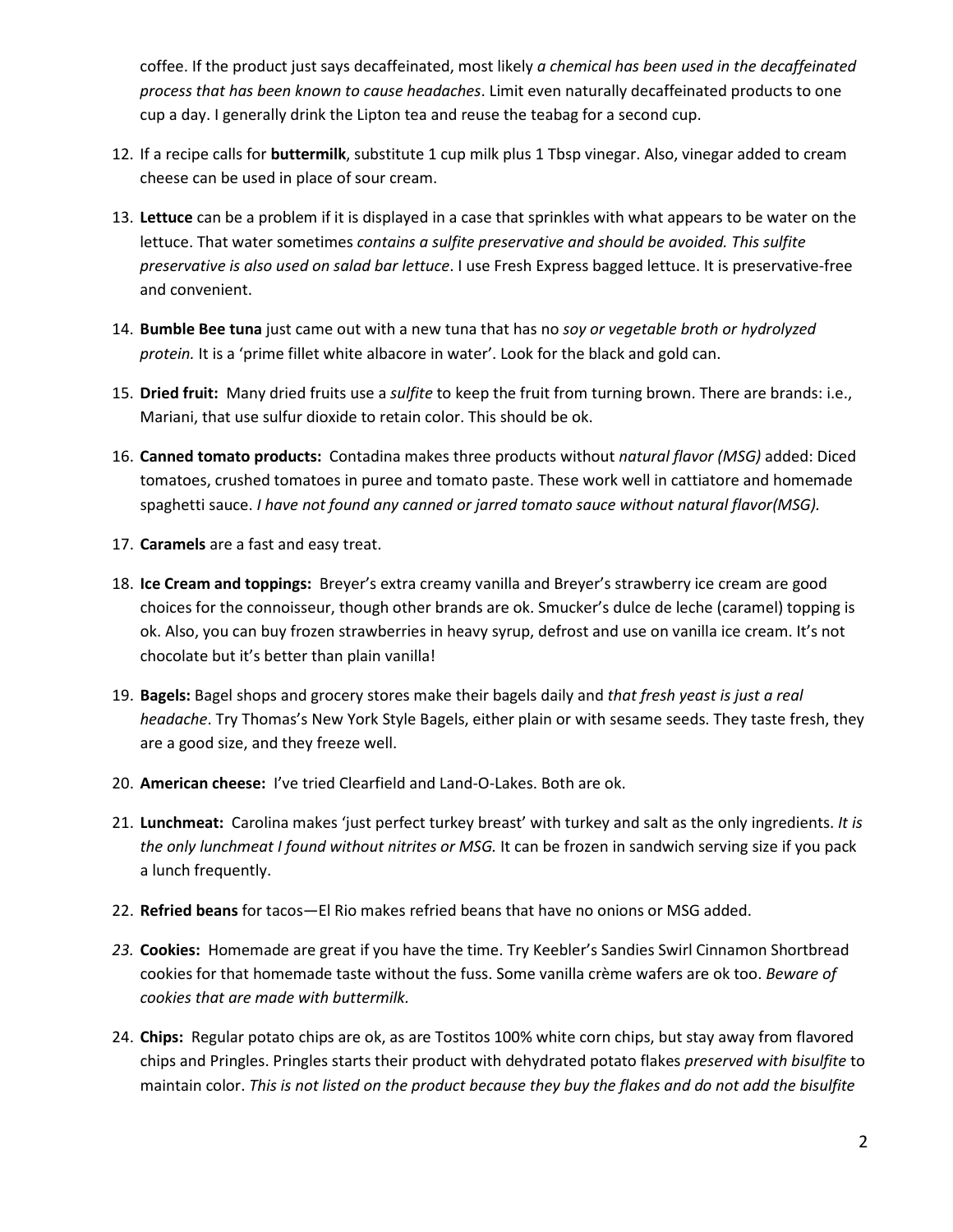coffee. If the product just says decaffeinated, most likely *a chemical has been used in the decaffeinated process that has been known to cause headaches*. Limit even naturally decaffeinated products to one cup a day. I generally drink the Lipton tea and reuse the teabag for a second cup.

12. If a recipe calls for **buttermilk**, substitute 1 cup milk plus 1 Tbsp vinegar. Also, vinegar added to cream cheese can be used in place of sour cream.
13. **Lettuce** can be a problem if it is displayed in a case that sprinkles with what appears to be water on the lettuce. That water sometimes *contains a sulfite preservative and should be avoided. This sulfite preservative is also used on salad bar lettuce*. I use Fresh Express bagged lettuce. It is preservative-free and convenient.
14. **Bumble Bee tuna** just came out with a new tuna that has no *soy or vegetable broth or hydrolyzed protein.* It is a 'prime fillet white albacore in water'. Look for the black and gold can.
15. **Dried fruit:** Many dried fruits use a *sulfite* to keep the fruit from turning brown. There are brands: i.e., Mariani, that use sulfur dioxide to retain color. This should be ok.
16. **Canned tomato products:** Contadina makes three products without *natural flavor (MSG)* added: Diced tomatoes, crushed tomatoes in puree and tomato paste. These work well in cattiatore and homemade spaghetti sauce. *I have not found any canned or jarred tomato sauce without natural flavor(MSG).*
17. **Caramels** are a fast and easy treat.
18. **Ice Cream and toppings:** Breyer's extra creamy vanilla and Breyer's strawberry ice cream are good choices for the connoisseur, though other brands are ok. Smucker's dulce de leche (caramel) topping is ok. Also, you can buy frozen strawberries in heavy syrup, defrost and use on vanilla ice cream. It's not chocolate but it's better than plain vanilla!
19. **Bagels:** Bagel shops and grocery stores make their bagels daily and *that fresh yeast is just a real headache*. Try Thomas's New York Style Bagels, either plain or with sesame seeds. They taste fresh, they are a good size, and they freeze well.
20. **American cheese:** I've tried Clearfield and Land-O-Lakes. Both are ok.
21. **Lunchmeat:** Carolina makes 'just perfect turkey breast' with turkey and salt as the only ingredients. *It is the only lunchmeat I found without nitrites or MSG.* It can be frozen in sandwich serving size if you pack a lunch frequently.
22. **Refried beans** for tacos—El Rio makes refried beans that have no onions or MSG added.
23. **Cookies:** Homemade are great if you have the time. Try Keebler's Sandies Swirl Cinnamon Shortbread cookies for that homemade taste without the fuss. Some vanilla crème wafers are ok too. *Beware of cookies that are made with buttermilk.*
24. **Chips:** Regular potato chips are ok, as are Tostitos 100% white corn chips, but stay away from flavored chips and Pringles. Pringles starts their product with dehydrated potato flakes *preserved with bisulfite* to maintain color. *This is not listed on the product because they buy the flakes and do not add the bisulfite*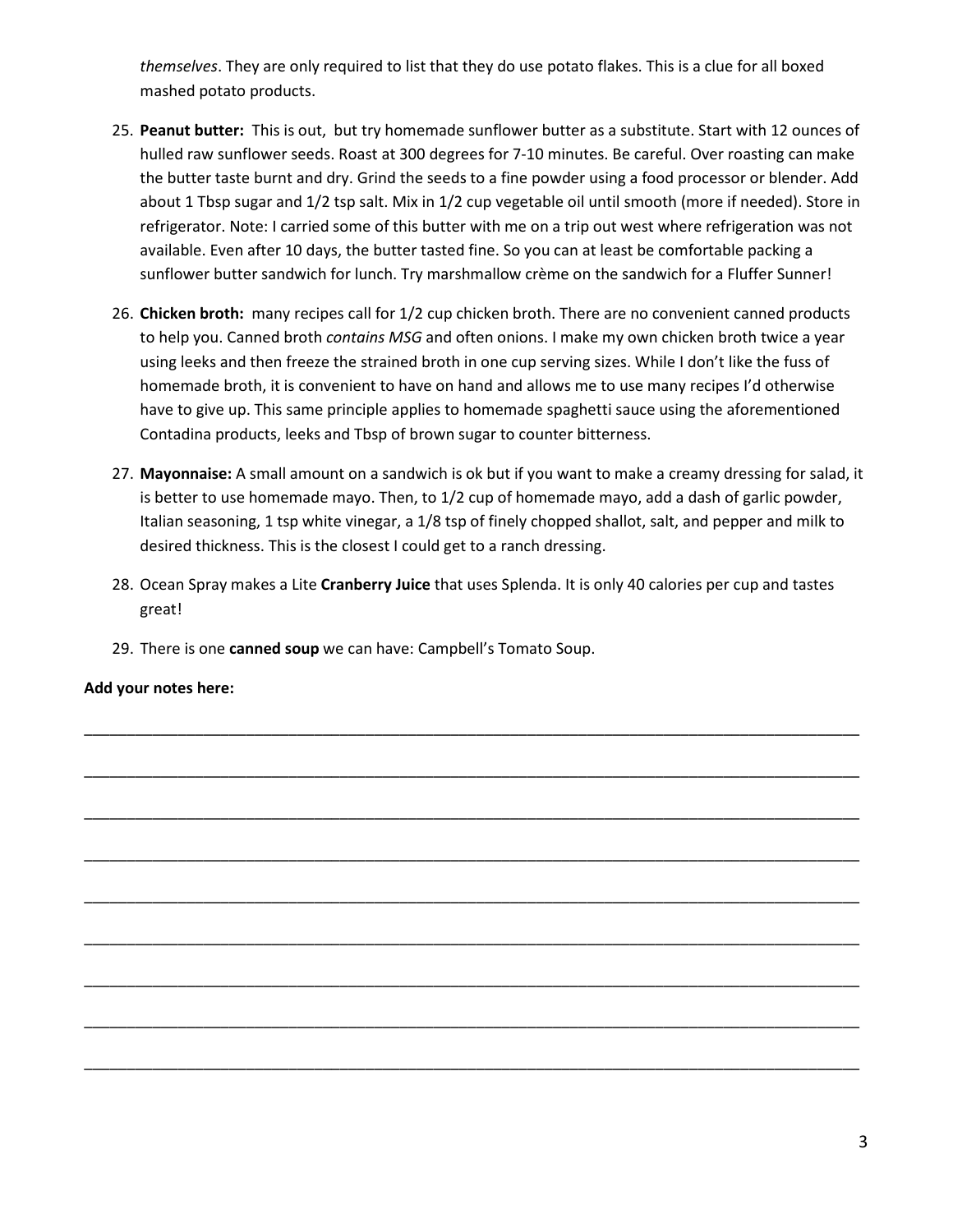*themselves*. They are only required to list that they do use potato flakes. This is a clue for all boxed mashed potato products.

25. **Peanut butter:** This is out, but try homemade sunflower butter as a substitute. Start with 12 ounces of hulled raw sunflower seeds. Roast at 300 degrees for 7-10 minutes. Be careful. Over roasting can make the butter taste burnt and dry. Grind the seeds to a fine powder using a food processor or blender. Add about 1 Tbsp sugar and 1/2 tsp salt. Mix in 1/2 cup vegetable oil until smooth (more if needed). Store in refrigerator. Note: I carried some of this butter with me on a trip out west where refrigeration was not available. Even after 10 days, the butter tasted fine. So you can at least be comfortable packing a sunflower butter sandwich for lunch. Try marshmallow crème on the sandwich for a Fluffer Sunner!

26. **Chicken broth:** many recipes call for 1/2 cup chicken broth. There are no convenient canned products to help you. Canned broth *contains MSG* and often onions. I make my own chicken broth twice a year using leeks and then freeze the strained broth in one cup serving sizes. While I don't like the fuss of homemade broth, it is convenient to have on hand and allows me to use many recipes I'd otherwise have to give up. This same principle applies to homemade spaghetti sauce using the aforementioned Contadina products, leeks and Tbsp of brown sugar to counter bitterness.

27. **Mayonnaise:** A small amount on a sandwich is ok but if you want to make a creamy dressing for salad, it is better to use homemade mayo. Then, to 1/2 cup of homemade mayo, add a dash of garlic powder, Italian seasoning, 1 tsp white vinegar, a 1/8 tsp of finely chopped shallot, salt, and pepper and milk to desired thickness. This is the closest I could get to a ranch dressing.

28. Ocean Spray makes a Lite **Cranberry Juice** that uses Splenda. It is only 40 calories per cup and tastes great!

29. There is one **canned soup** we can have: Campbell's Tomato Soup.

**Add your notes here:**

______________________________________________________________________________

______________________________________________________________________________

______________________________________________________________________________

______________________________________________________________________________

______________________________________________________________________________

______________________________________________________________________________

______________________________________________________________________________

______________________________________________________________________________

______________________________________________________________________________